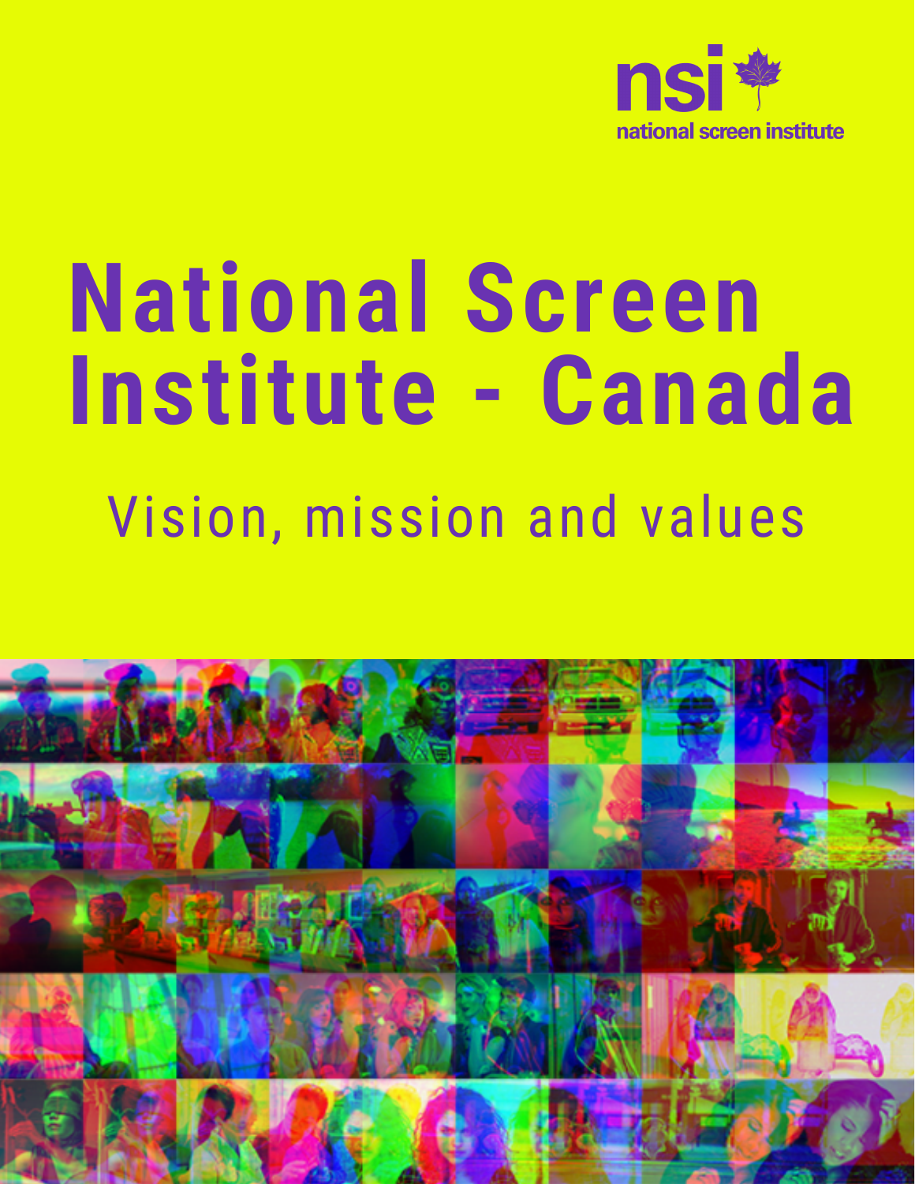nsi national screen institute

# National Screen Institute - Canada

## Vision, mission and values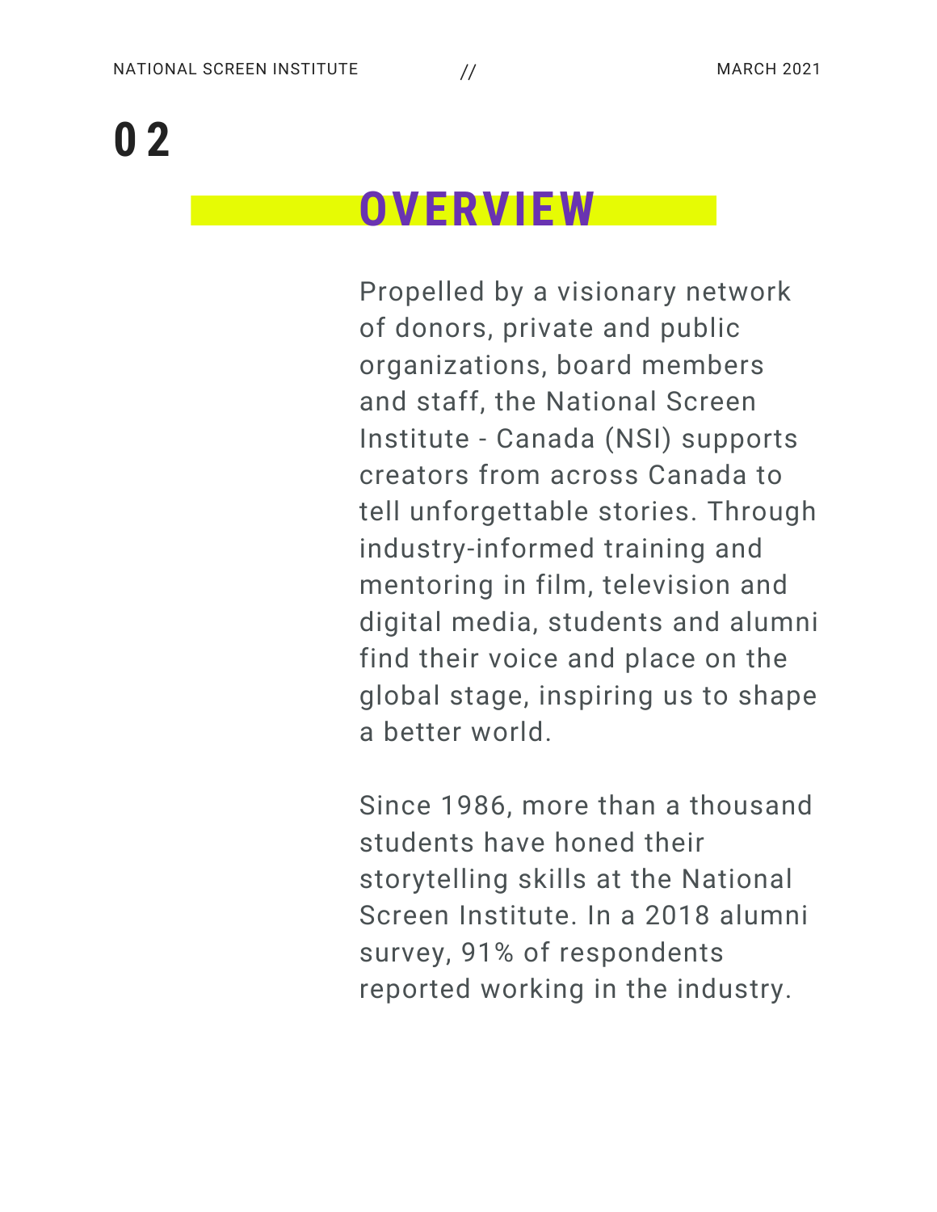# 02

## OVERVIEW

Propelled by a visionary network of donors, private and public organizations, board members and staff, the National Screen Institute - Canada (NSI) supports creators from across Canada to tell unforgettable stories. Through industry-informed training and mentoring in film, television and digital media, students and alumni find their voice and place on the global stage, inspiring us to shape a better world.

Since 1986, more than a thousand students have honed their storytelling skills at the National Screen Institute. In a 2018 alumni survey, 91% of respondents reported working in the industry.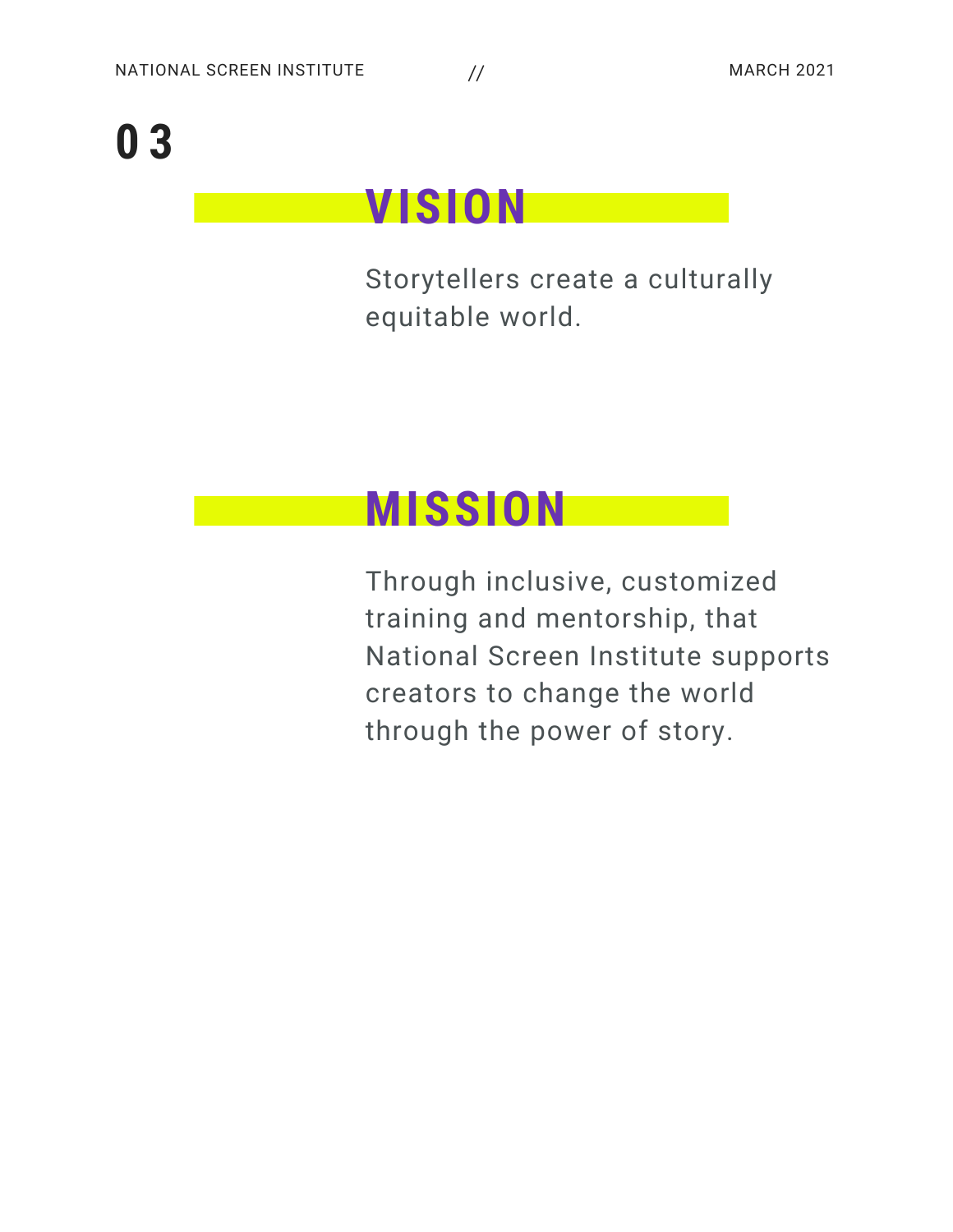# 03

## VISION

Storytellers create a culturally equitable world.

## MISSION

Through inclusive, customized training and mentorship, that National Screen Institute supports creators to change the world through the power of story.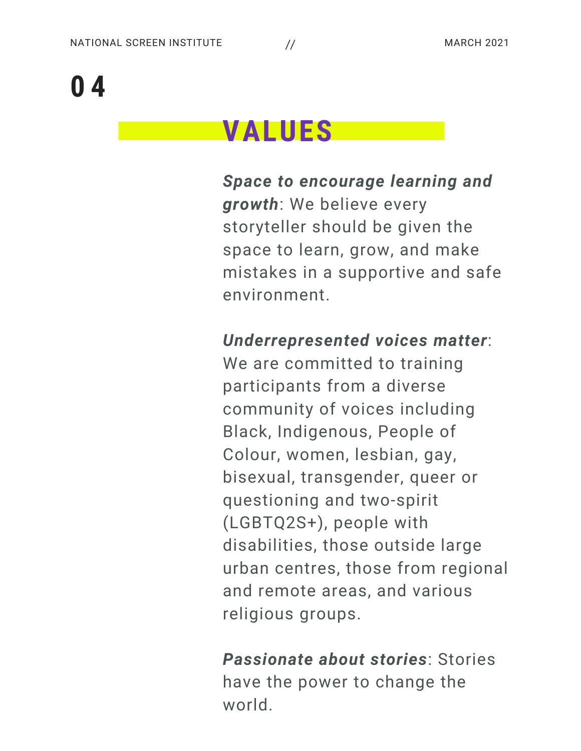# 04

## VALUES

***Space to encourage learning and growth***: We believe every storyteller should be given the space to learn, grow, and make mistakes in a supportive and safe environment.

***Underrepresented voices matter***: We are committed to training participants from a diverse community of voices including Black, Indigenous, People of Colour, women, lesbian, gay, bisexual, transgender, queer or questioning and two-spirit (LGBTQ2S+), people with disabilities, those outside large urban centres, those from regional and remote areas, and various religious groups.

***Passionate about stories***: Stories have the power to change the world.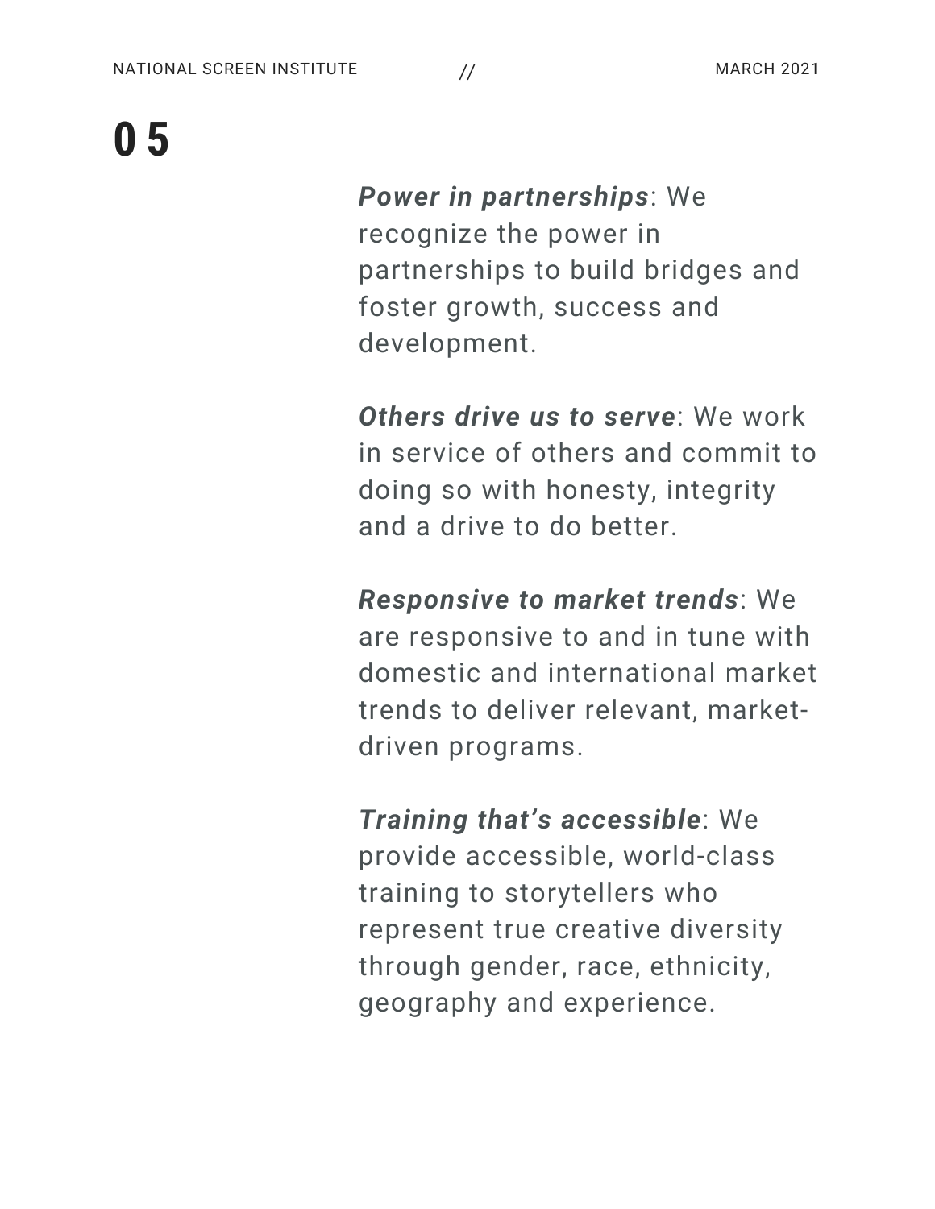# 05

***Power in partnerships***: We recognize the power in partnerships to build bridges and foster growth, success and development.

***Others drive us to serve***: We work in service of others and commit to doing so with honesty, integrity and a drive to do better.

***Responsive to market trends***: We are responsive to and in tune with domestic and international market trends to deliver relevant, market-driven programs.

***Training that's accessible***: We provide accessible, world-class training to storytellers who represent true creative diversity through gender, race, ethnicity, geography and experience.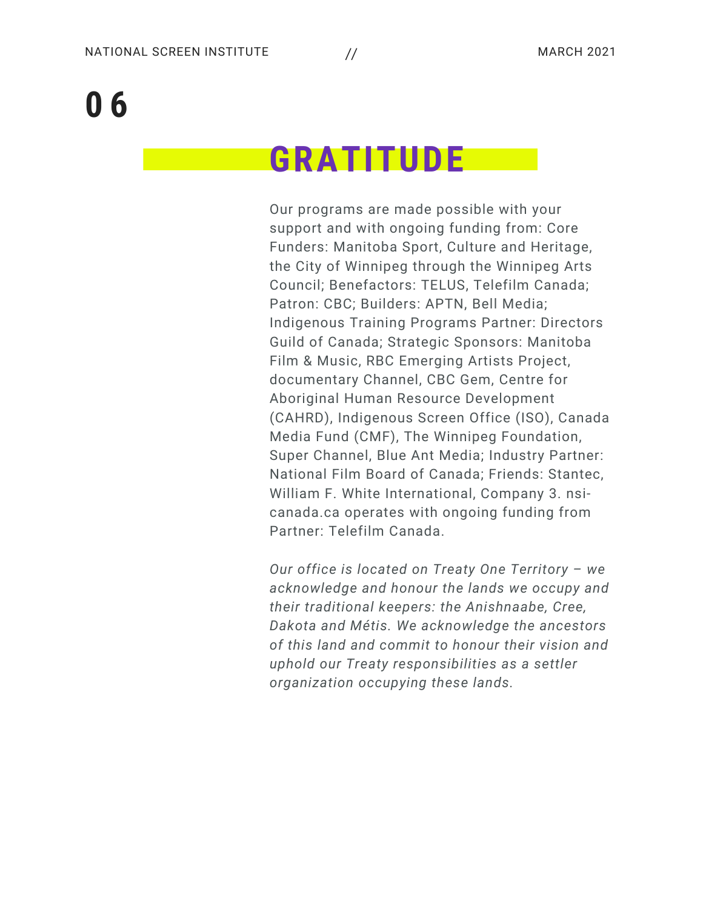# 06

## GRATITUDE

Our programs are made possible with your support and with ongoing funding from: Core Funders: Manitoba Sport, Culture and Heritage, the City of Winnipeg through the Winnipeg Arts Council; Benefactors: TELUS, Telefilm Canada; Patron: CBC; Builders: APTN, Bell Media; Indigenous Training Programs Partner: Directors Guild of Canada; Strategic Sponsors: Manitoba Film & Music, RBC Emerging Artists Project, documentary Channel, CBC Gem, Centre for Aboriginal Human Resource Development (CAHRD), Indigenous Screen Office (ISO), Canada Media Fund (CMF), The Winnipeg Foundation, Super Channel, Blue Ant Media; Industry Partner: National Film Board of Canada; Friends: Stantec, William F. White International, Company 3. nsi-canada.ca operates with ongoing funding from Partner: Telefilm Canada.

*Our office is located on Treaty One Territory – we acknowledge and honour the lands we occupy and their traditional keepers: the Anishnaabe, Cree, Dakota and Métis. We acknowledge the ancestors of this land and commit to honour their vision and uphold our Treaty responsibilities as a settler organization occupying these lands.*